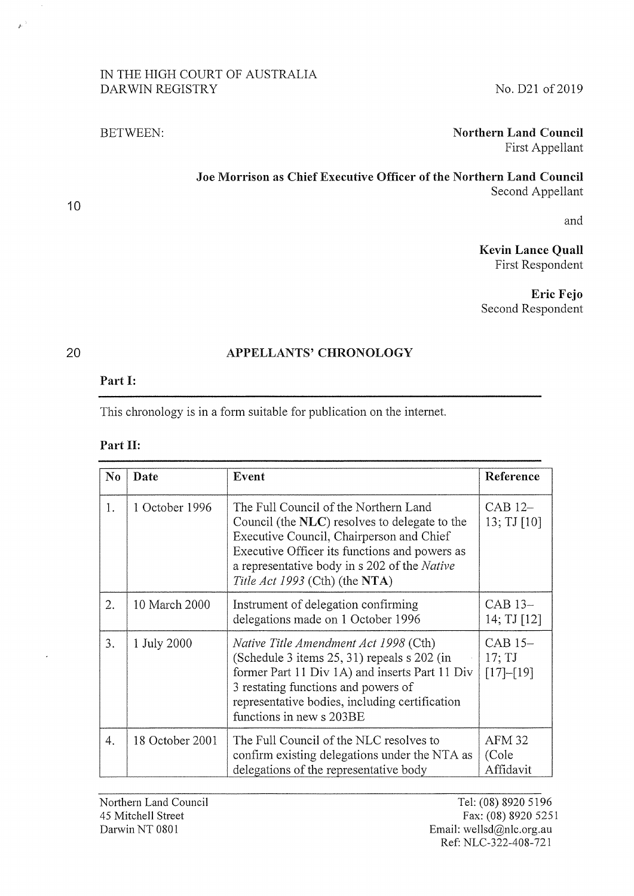IN THE HIGH COURT OF AUSTRALIA
DARWIN REGISTRY

No. D21 of 2019

BETWEEN:

**Northern Land Council**
First Appellant

**Joe Morrison as Chief Executive Officer of the Northern Land Council**
Second Appellant

and

**Kevin Lance Quall**
First Respondent

**Eric Fejo**
Second Respondent

## APPELLANTS' CHRONOLOGY

**Part I:**

This chronology is in a form suitable for publication on the internet.

**Part II:**

| No | Date | Event | Reference |
|---|---|---|---|
| 1. | 1 October 1996 | The Full Council of the Northern Land Council (the **NLC**) resolves to delegate to the Executive Council, Chairperson and Chief Executive Officer its functions and powers as a representative body in s 202 of the *Native Title Act 1993* (Cth) (the **NTA**) | CAB 12–13; TJ [10] |
| 2. | 10 March 2000 | Instrument of delegation confirming delegations made on 1 October 1996 | CAB 13–14; TJ [12] |
| 3. | 1 July 2000 | *Native Title Amendment Act 1998* (Cth) (Schedule 3 items 25, 31) repeals s 202 (in former Part 11 Div 1A) and inserts Part 11 Div 3 restating functions and powers of representative bodies, including certification functions in new s 203BE | CAB 15–17; TJ [17]–[19] |
| 4. | 18 October 2001 | The Full Council of the NLC resolves to confirm existing delegations under the NTA as delegations of the representative body | AFM 32 (Cole Affidavit |

Northern Land Council
45 Mitchell Street
Darwin NT 0801

Tel: (08) 8920 5196
Fax: (08) 8920 5251
Email: wellsd@nlc.org.au
Ref: NLC-322-408-721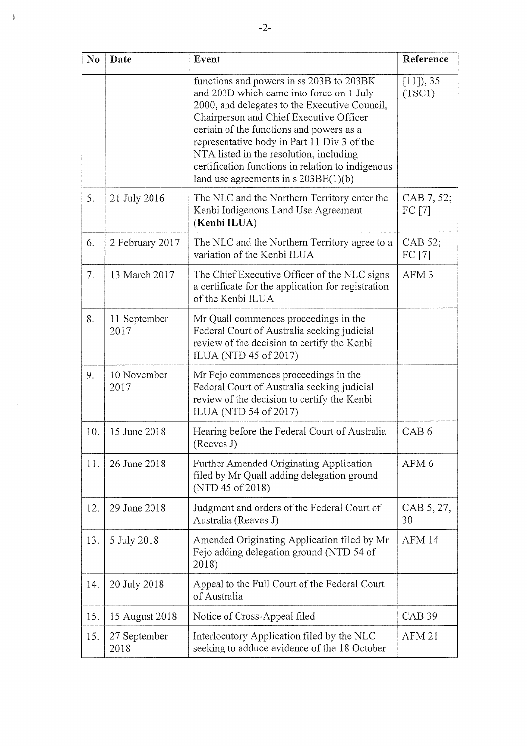| No | Date | Event | Reference |
|---|---|---|---|
| | | functions and powers in ss 203B to 203BK and 203D which came into force on 1 July 2000, and delegates to the Executive Council, Chairperson and Chief Executive Officer certain of the functions and powers as a representative body in Part 11 Div 3 of the NTA listed in the resolution, including certification functions in relation to indigenous land use agreements in s 203BE(1)(b) | [11]), 35 (TSC1) |
| 5. | 21 July 2016 | The NLC and the Northern Territory enter the Kenbi Indigenous Land Use Agreement (**Kenbi ILUA**) | CAB 7, 52; FC [7] |
| 6. | 2 February 2017 | The NLC and the Northern Territory agree to a variation of the Kenbi ILUA | CAB 52; FC [7] |
| 7. | 13 March 2017 | The Chief Executive Officer of the NLC signs a certificate for the application for registration of the Kenbi ILUA | AFM 3 |
| 8. | 11 September 2017 | Mr Quall commences proceedings in the Federal Court of Australia seeking judicial review of the decision to certify the Kenbi ILUA (NTD 45 of 2017) | |
| 9. | 10 November 2017 | Mr Fejo commences proceedings in the Federal Court of Australia seeking judicial review of the decision to certify the Kenbi ILUA (NTD 54 of 2017) | |
| 10. | 15 June 2018 | Hearing before the Federal Court of Australia (Reeves J) | CAB 6 |
| 11. | 26 June 2018 | Further Amended Originating Application filed by Mr Quall adding delegation ground (NTD 45 of 2018) | AFM 6 |
| 12. | 29 June 2018 | Judgment and orders of the Federal Court of Australia (Reeves J) | CAB 5, 27, 30 |
| 13. | 5 July 2018 | Amended Originating Application filed by Mr Fejo adding delegation ground (NTD 54 of 2018) | AFM 14 |
| 14. | 20 July 2018 | Appeal to the Full Court of the Federal Court of Australia | |
| 15. | 15 August 2018 | Notice of Cross-Appeal filed | CAB 39 |
| 15. | 27 September 2018 | Interlocutory Application filed by the NLC seeking to adduce evidence of the 18 October | AFM 21 |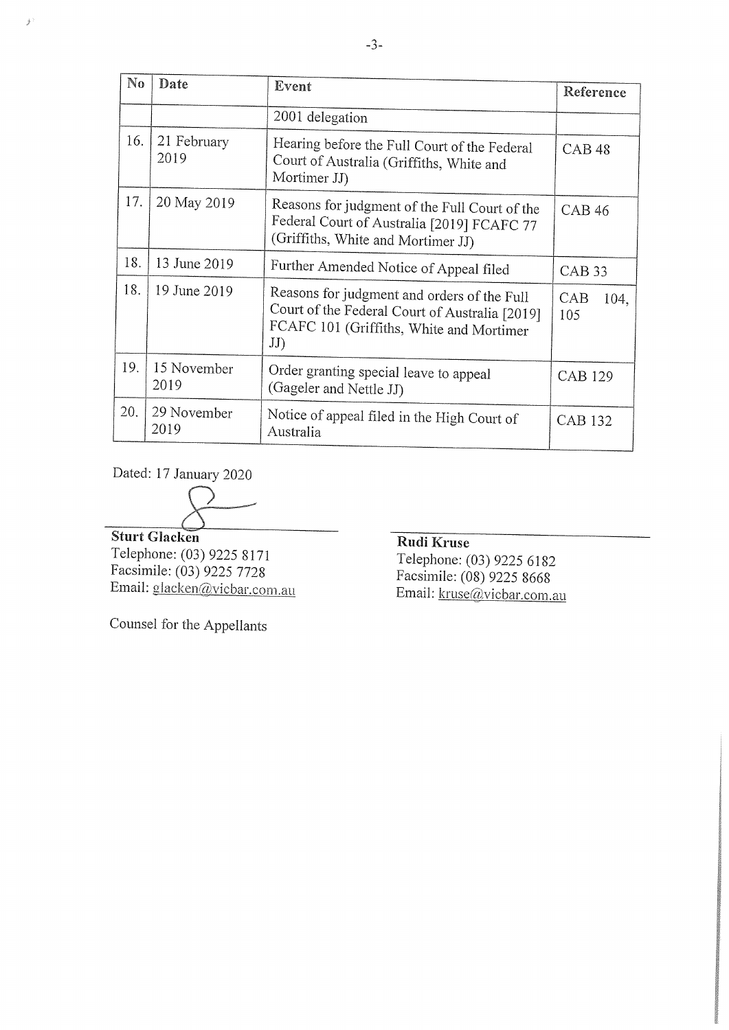| No | Date | Event | Reference |
|---|---|---|---|
| | | 2001 delegation | |
| 16. | 21 February 2019 | Hearing before the Full Court of the Federal Court of Australia (Griffiths, White and Mortimer JJ) | CAB 48 |
| 17. | 20 May 2019 | Reasons for judgment of the Full Court of the Federal Court of Australia [2019] FCAFC 77 (Griffiths, White and Mortimer JJ) | CAB 46 |
| 18. | 13 June 2019 | Further Amended Notice of Appeal filed | CAB 33 |
| 18. | 19 June 2019 | Reasons for judgment and orders of the Full Court of the Federal Court of Australia [2019] FCAFC 101 (Griffiths, White and Mortimer JJ) | CAB 104, 105 |
| 19. | 15 November 2019 | Order granting special leave to appeal (Gageler and Nettle JJ) | CAB 129 |
| 20. | 29 November 2019 | Notice of appeal filed in the High Court of Australia | CAB 132 |

Dated: 17 January 2020

**Sturt Glacken**
Telephone: (03) 9225 8171
Facsimile: (03) 9225 7728
Email: glacken@vicbar.com.au

**Rudi Kruse**
Telephone: (03) 9225 6182
Facsimile: (08) 9225 8668
Email: kruse@vicbar.com.au

Counsel for the Appellants